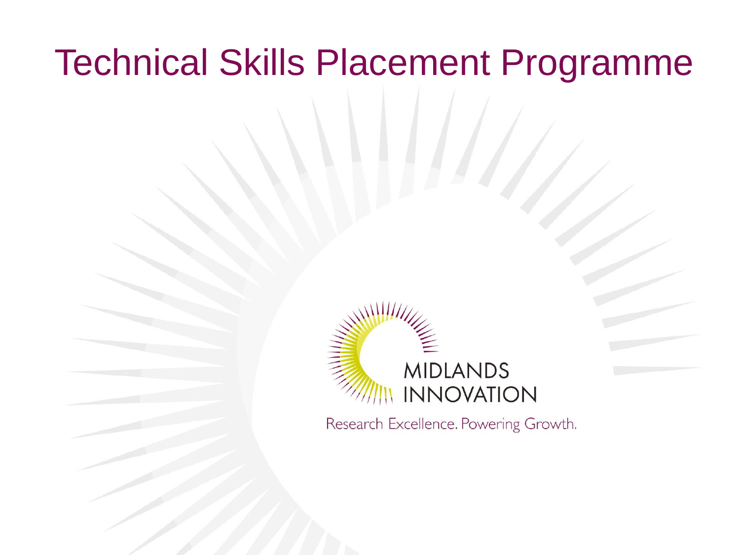# Technical Skills Placement Programme

MIDLANDS INNOVATION

Research Excellence. Powering Growth.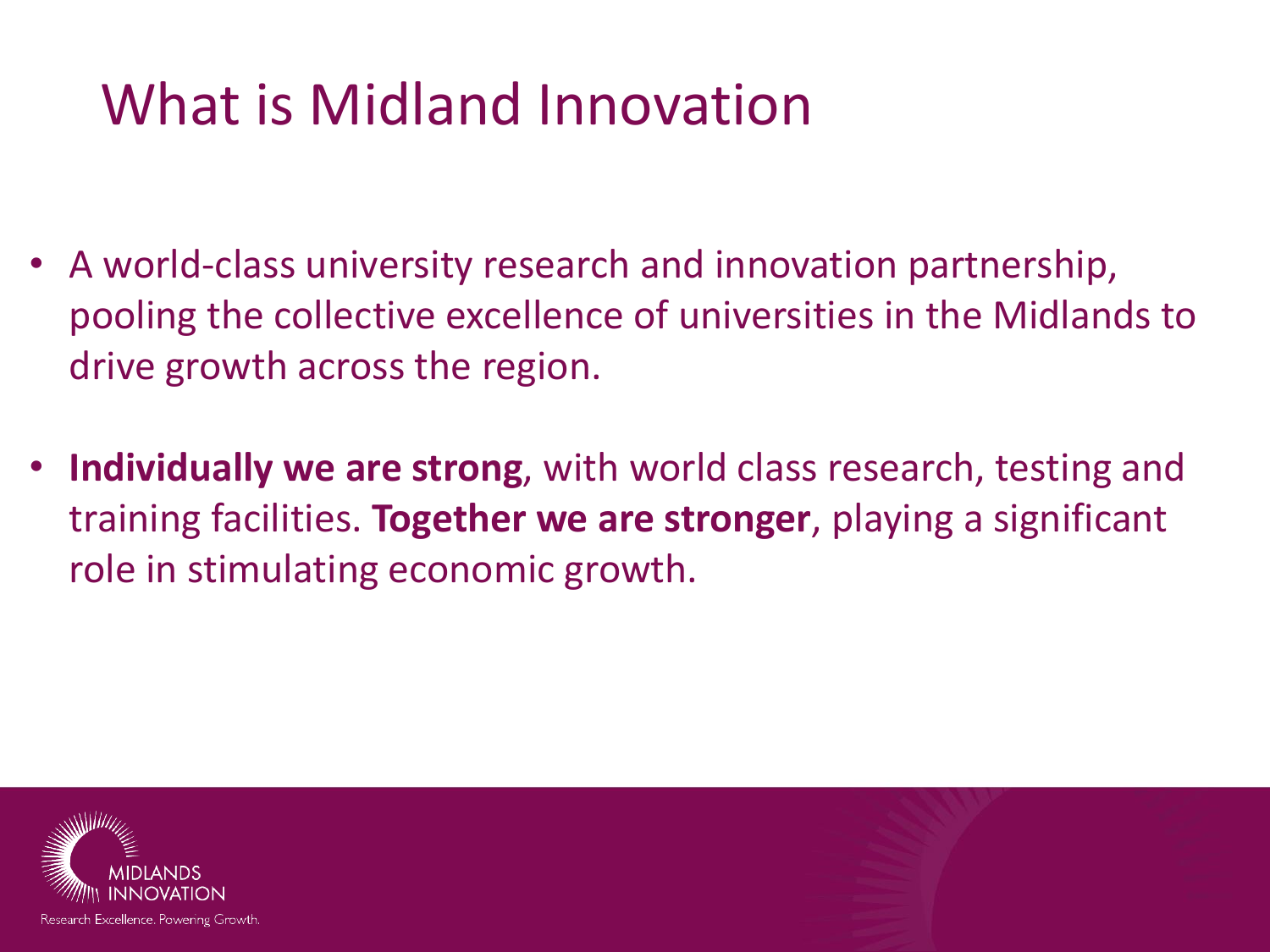# What is Midland Innovation

- A world-class university research and innovation partnership, pooling the collective excellence of universities in the Midlands to drive growth across the region.
- **Individually we are strong**, with world class research, testing and training facilities. **Together we are stronger**, playing a significant role in stimulating economic growth.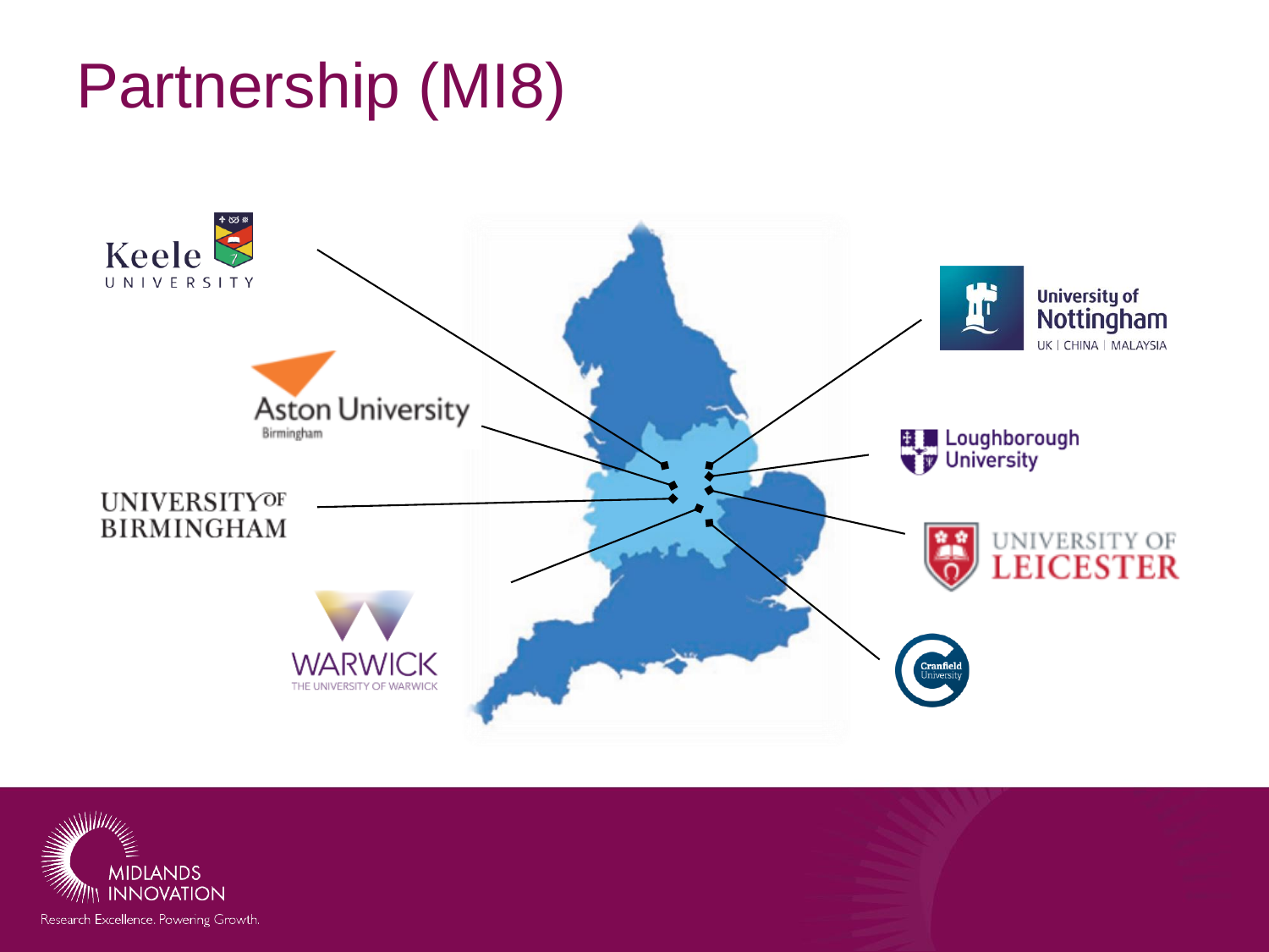# Partnership (MI8)

Keele University

Aston University Birmingham

University of Birmingham

Warwick — The University of Warwick

University of Nottingham — UK | China | Malaysia

Loughborough University

University of Leicester

Cranfield University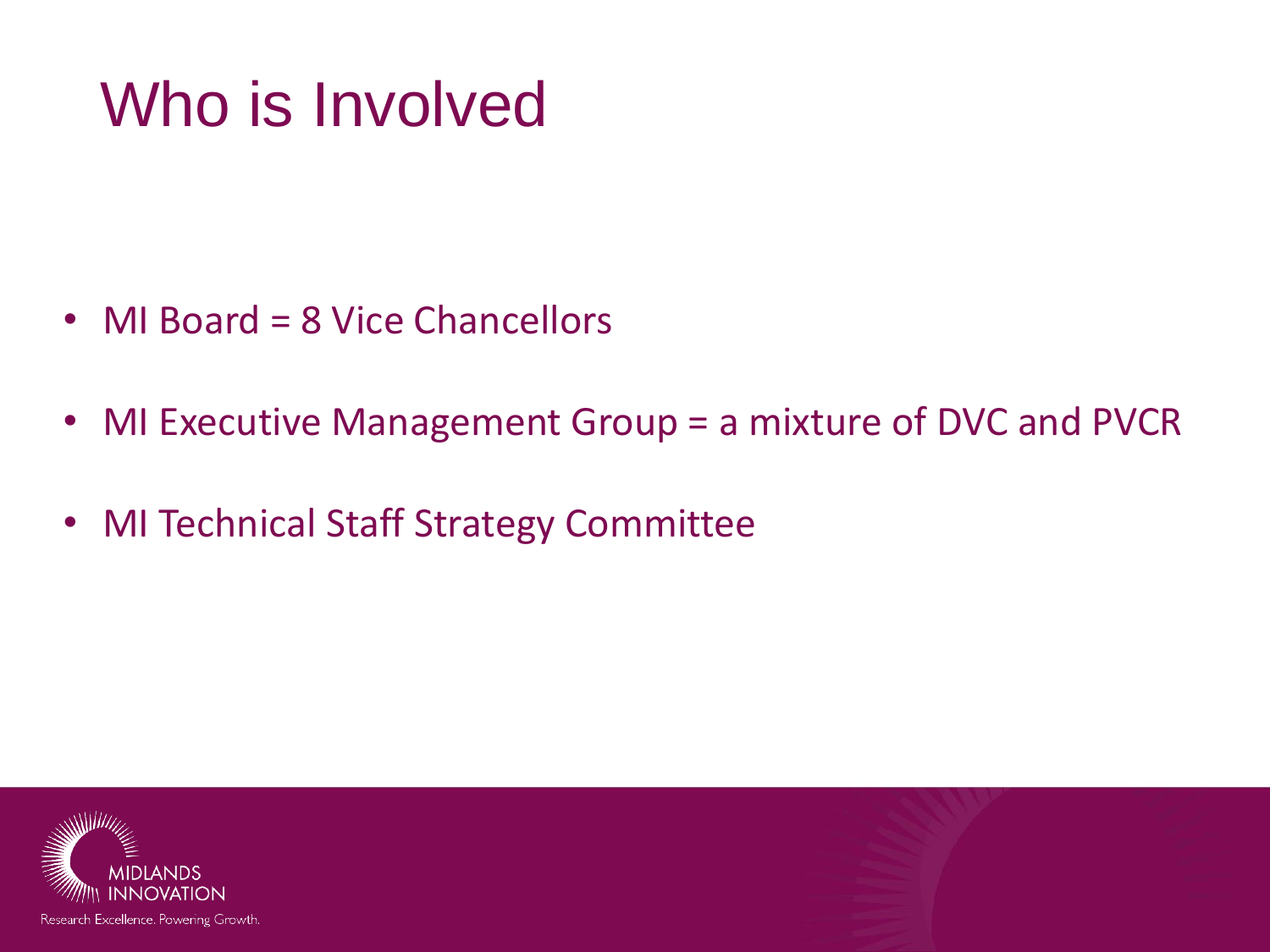# Who is Involved

- MI Board = 8 Vice Chancellors
- MI Executive Management Group = a mixture of DVC and PVCR
- MI Technical Staff Strategy Committee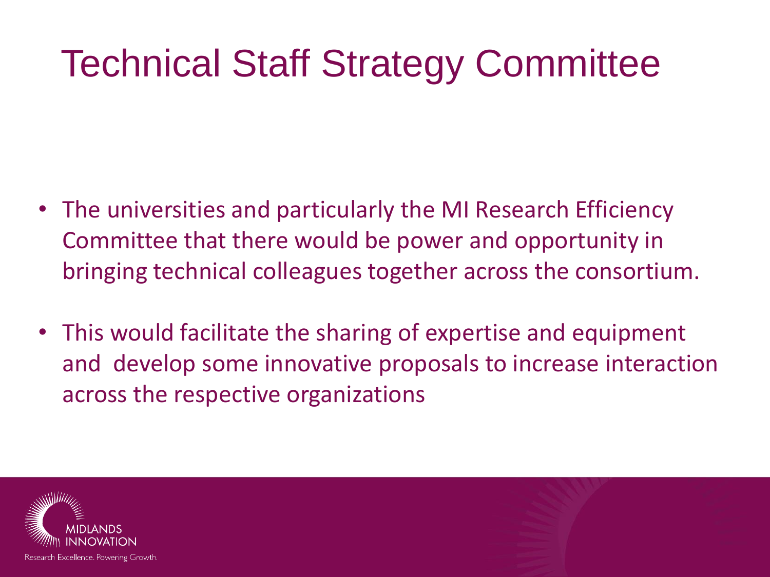# Technical Staff Strategy Committee

- The universities and particularly the MI Research Efficiency Committee that there would be power and opportunity in bringing technical colleagues together across the consortium.
- This would facilitate the sharing of expertise and equipment and develop some innovative proposals to increase interaction across the respective organizations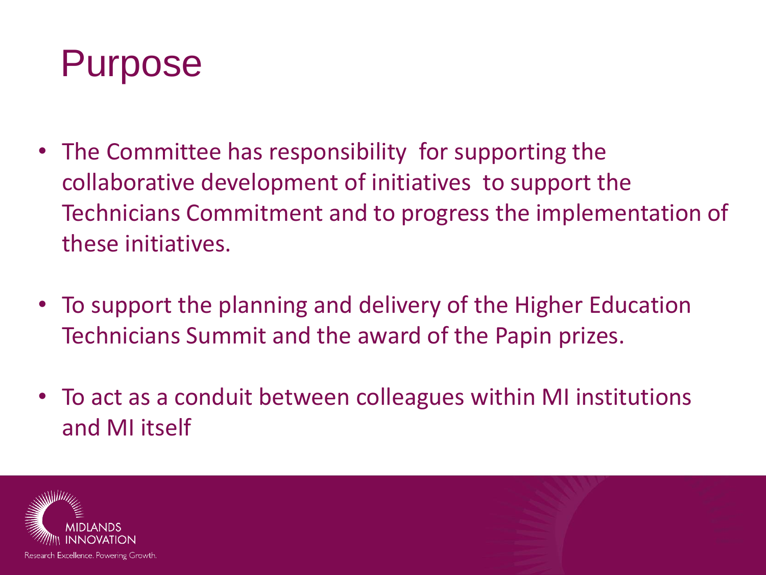# Purpose

- The Committee has responsibility for supporting the collaborative development of initiatives to support the Technicians Commitment and to progress the implementation of these initiatives.
- To support the planning and delivery of the Higher Education Technicians Summit and the award of the Papin prizes.
- To act as a conduit between colleagues within MI institutions and MI itself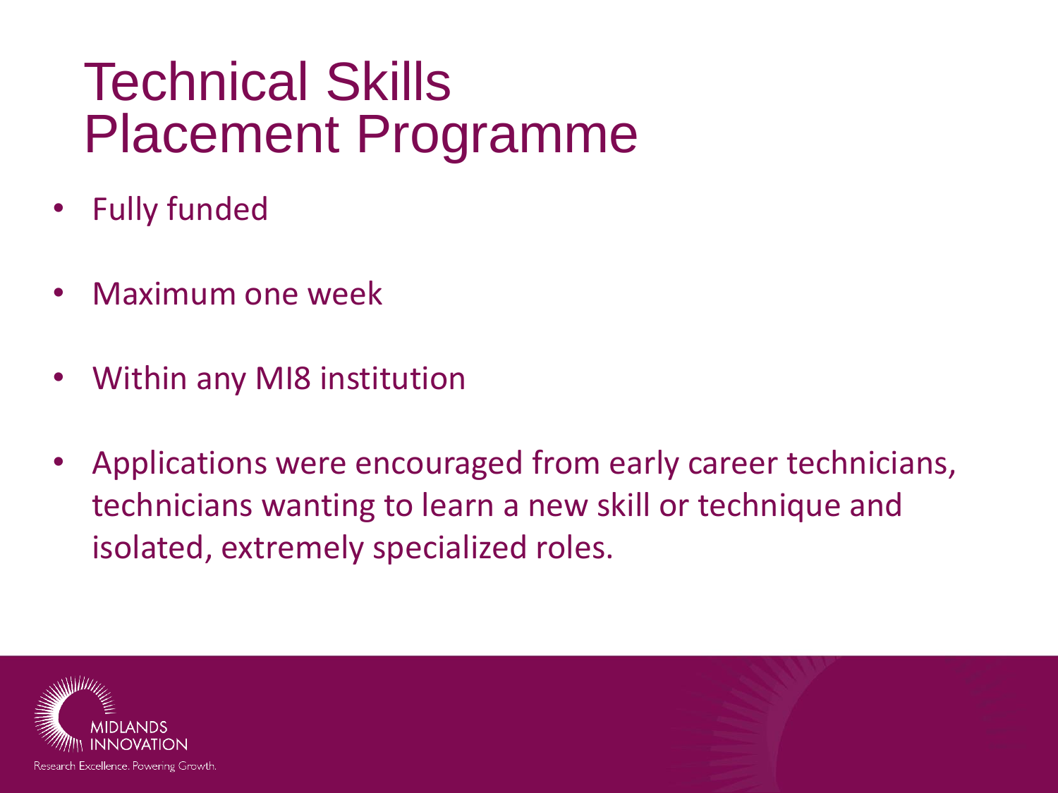# Technical Skills Placement Programme

- Fully funded
- Maximum one week
- Within any MI8 institution
- Applications were encouraged from early career technicians, technicians wanting to learn a new skill or technique and isolated, extremely specialized roles.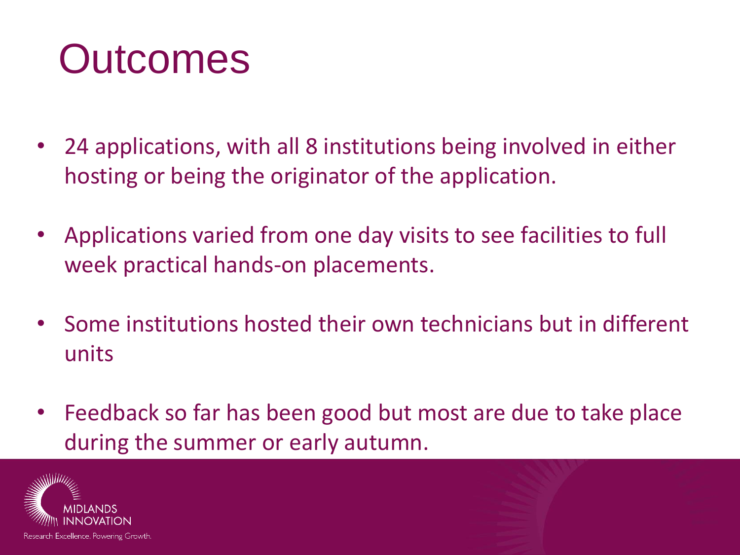# Outcomes

- 24 applications, with all 8 institutions being involved in either hosting or being the originator of the application.
- Applications varied from one day visits to see facilities to full week practical hands-on placements.
- Some institutions hosted their own technicians but in different units
- Feedback so far has been good but most are due to take place during the summer or early autumn.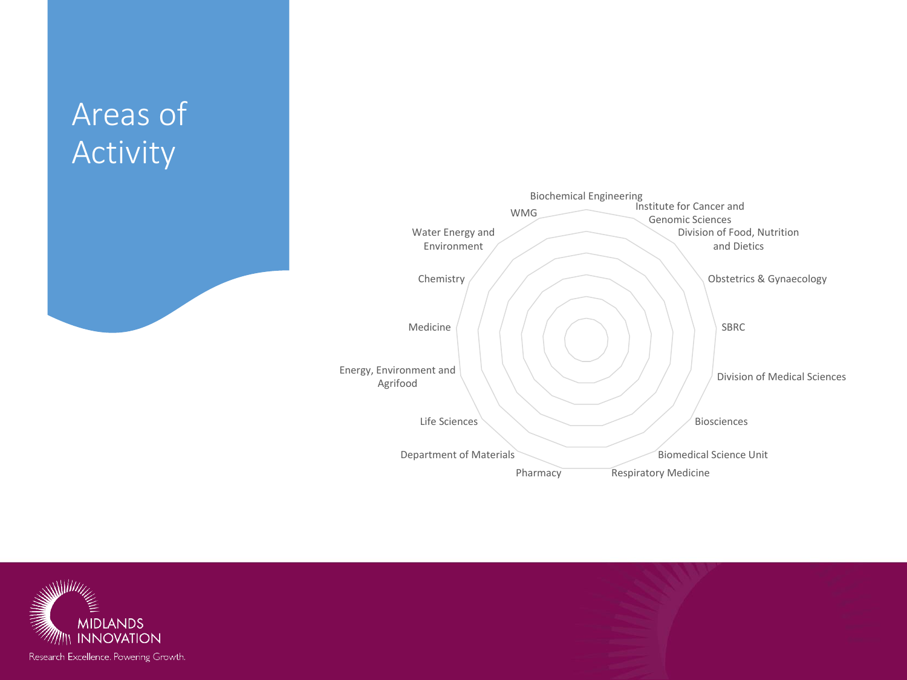# Areas of Activity

- Biochemical Engineering
- Institute for Cancer and Genomic Sciences
- Division of Food, Nutrition and Dietics
- Obstetrics & Gynaecology
- SBRC
- Division of Medical Sciences
- Biosciences
- Biomedical Science Unit
- Respiratory Medicine
- Pharmacy
- Department of Materials
- Life Sciences
- Energy, Environment and Agrifood
- Medicine
- Chemistry
- Water Energy and Environment
- WMG

MIDLANDS INNOVATION

Research Excellence. Powering Growth.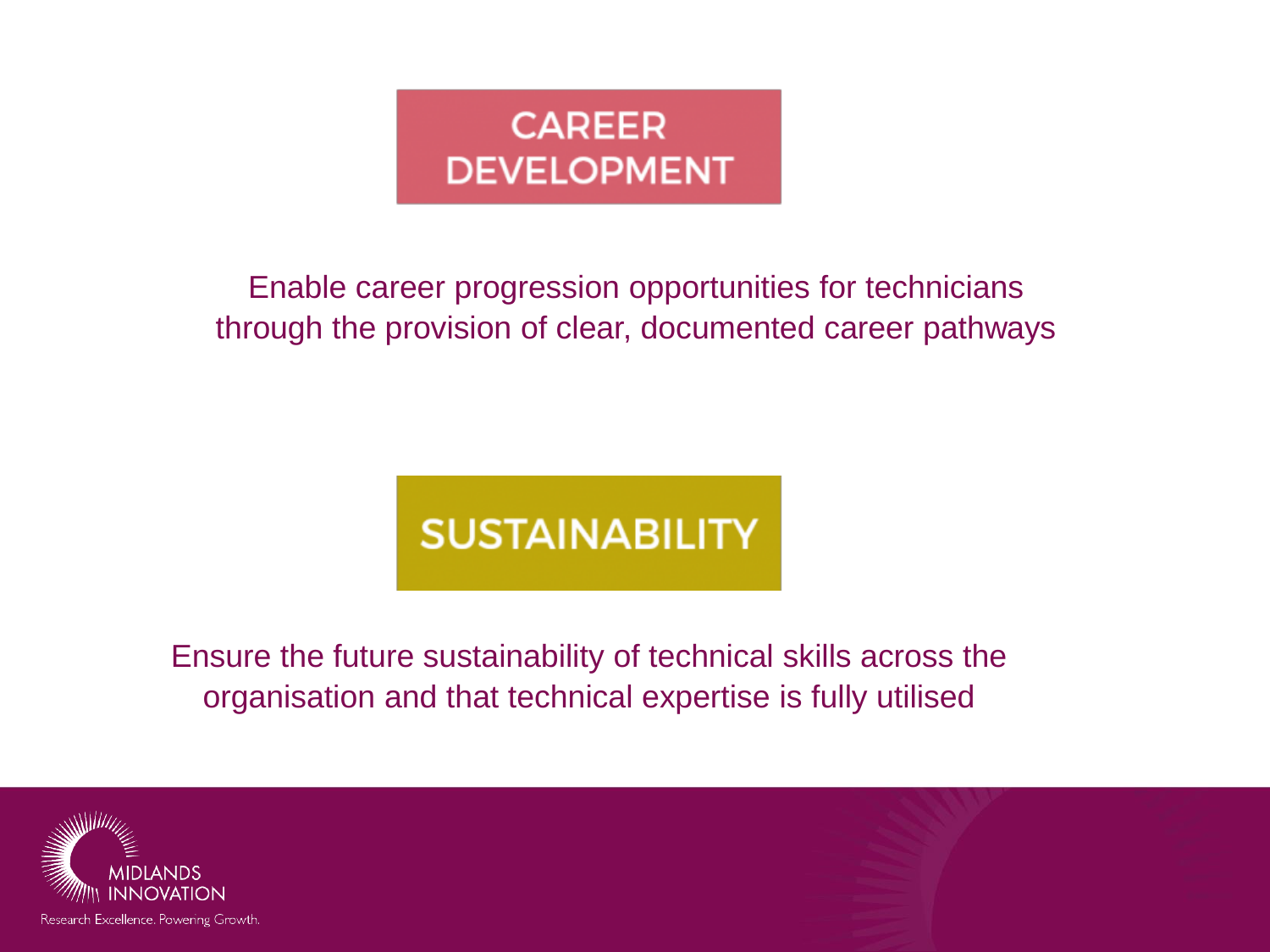## CAREER DEVELOPMENT

Enable career progression opportunities for technicians through the provision of clear, documented career pathways

## SUSTAINABILITY

Ensure the future sustainability of technical skills across the organisation and that technical expertise is fully utilised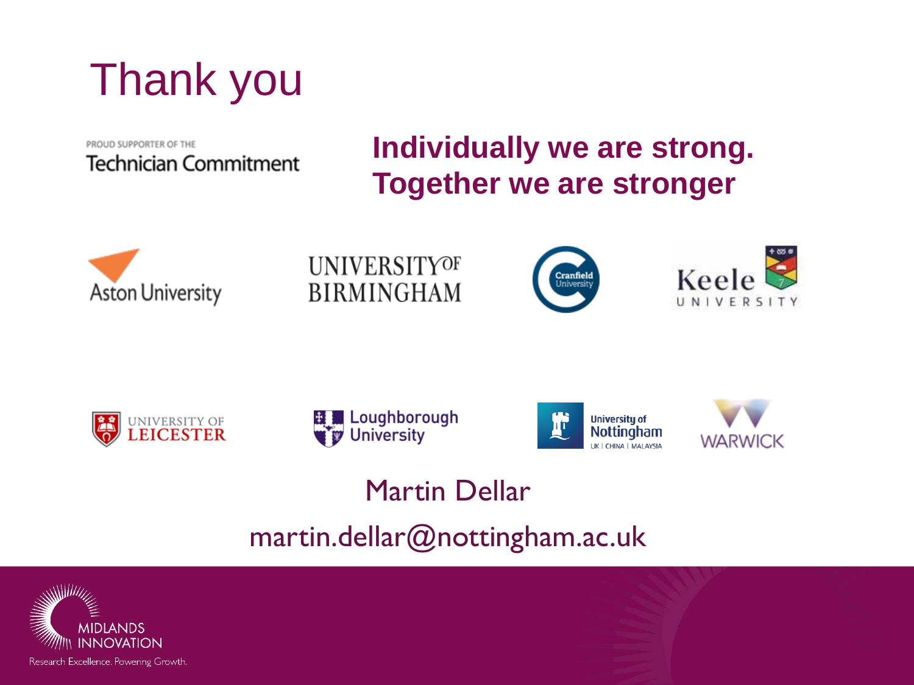# Thank you

PROUD SUPPORTER OF THE
Technician Commitment

**Individually we are strong.**
**Together we are stronger**

Aston University

UNIVERSITY OF BIRMINGHAM

Cranfield University

Keele UNIVERSITY

UNIVERSITY OF LEICESTER

Loughborough University

University of Nottingham
UK | CHINA | MALAYSIA

WARWICK

Martin Dellar

martin.dellar@nottingham.ac.uk

MIDLANDS INNOVATION
Research Excellence. Powering Growth.